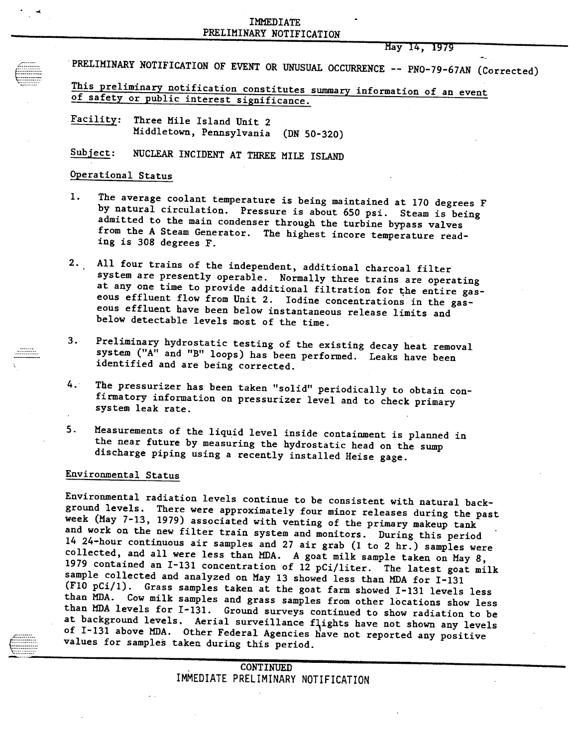IMMEDIATE PRELIMINARY NOTIFICATION

May 14, 1979

PRELIMINARY NOTIFICATION OF EVENT OR UNUSUAL OCCURRENCE -- PNO-79-67AN (Corrected)

This preliminary notification constitutes summary information of an event of safety or public interest significance.

Facility: Three Mile Island Unit 2
Middletown, Pennsylvania (DN 50-320)

Subject: NUCLEAR INCIDENT AT THREE MILE ISLAND

## Operational Status

1. The average coolant temperature is being maintained at 170 degrees F by natural circulation. Pressure is about 650 psi. Steam is being admitted to the main condenser through the turbine bypass valves from the A Steam Generator. The highest incore temperature reading is 308 degrees F.

2. All four trains of the independent, additional charcoal filter system are presently operable. Normally three trains are operating at any one time to provide additional filtration for the entire gaseous effluent flow from Unit 2. Iodine concentrations in the gaseous effluent have been below instantaneous release limits and below detectable levels most of the time.

3. Preliminary hydrostatic testing of the existing decay heat removal system ("A" and "B" loops) has been performed. Leaks have been identified and are being corrected.

4. The pressurizer has been taken "solid" periodically to obtain confirmatory information on pressurizer level and to check primary system leak rate.

5. Measurements of the liquid level inside containment is planned in the near future by measuring the hydrostatic head on the sump discharge piping using a recently installed Heise gage.

## Environmental Status

Environmental radiation levels continue to be consistent with natural background levels. There were approximately four minor releases during the past week (May 7-13, 1979) associated with venting of the primary makeup tank and work on the new filter train system and monitors. During this period 14 24-hour continuous air samples and 27 air grab (1 to 2 hr.) samples were collected, and all were less than MDA. A goat milk sample taken on May 8, 1979 contained an I-131 concentration of 12 pCi/liter. The latest goat milk sample collected and analyzed on May 13 showed less than MDA for I-131 (F10 pCi/l). Grass samples taken at the goat farm showed I-131 levels less than MDA. Cow milk samples and grass samples from other locations show less than MDA levels for I-131. Ground surveys continued to show radiation to be at background levels. Aerial surveillance flights have not shown any levels of I-131 above MDA. Other Federal Agencies have not reported any positive values for samples taken during this period.

CONTINUED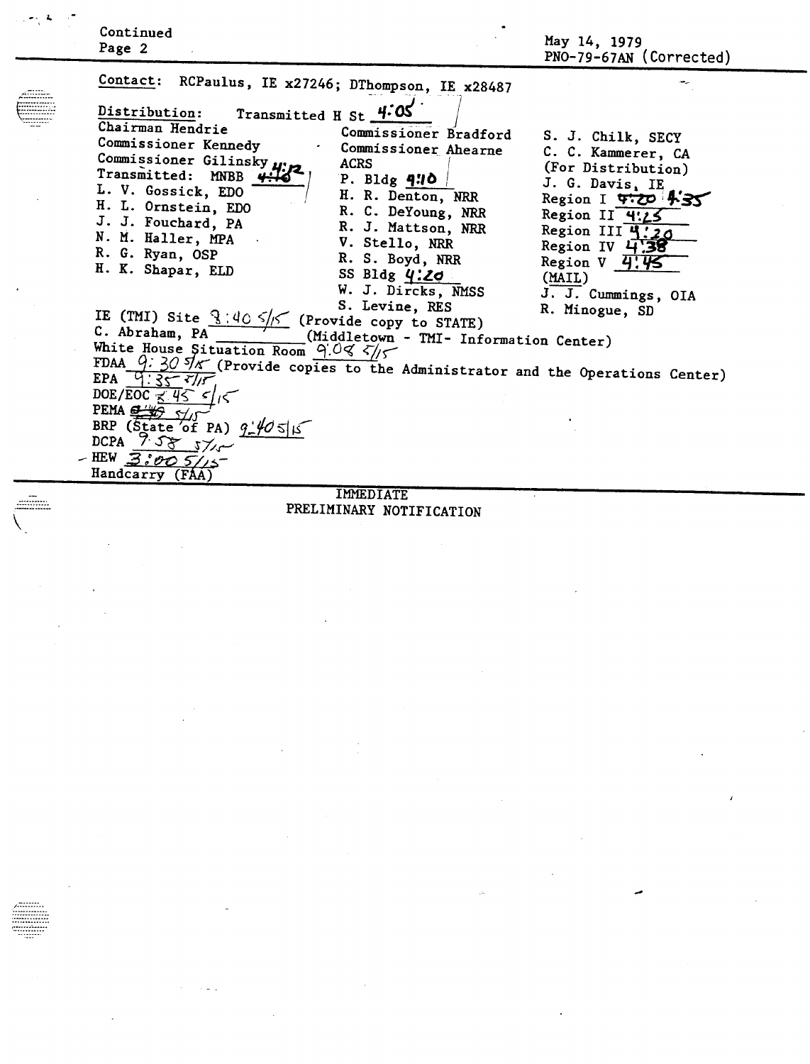Continued
Page 2

May 14, 1979
PNO-79-67AN (Corrected)

Contact: RCPaulus, IE x27246; DThompson, IE x28487

Distribution: Transmitted H St 4:05

| | | |
|---|---|---|
| Chairman Hendrie | Commissioner Bradford | S. J. Chilk, SECY |
| Commissioner Kennedy | Commissioner Ahearne | C. C. Kammerer, CA |
| Commissioner Gilinsky 4:12 | ACRS | (For Distribution) |
| Transmitted: MNBB 4:16 | P. Bldg 4:10 | J. G. Davis, IE |
| L. V. Gossick, EDO | H. R. Denton, NRR | Region I ~~4:20~~ 4:35 |
| H. L. Ornstein, EDO | R. C. DeYoung, NRR | Region II 4:25 |
| J. J. Fouchard, PA | R. J. Mattson, NRR | Region III 4:20 |
| N. M. Haller, MPA | V. Stello, NRR | Region IV 4:38 |
| R. G. Ryan, OSP | R. S. Boyd, NRR | Region V 4:45 |
| H. K. Shapar, ELD | SS Bldg 4:20 | (MAIL) |
| | W. J. Dircks, NMSS | J. J. Cummings, OIA |
| | S. Levine, RES | R. Minogue, SD |

IE (TMI) Site 8:40 5/15 (Provide copy to STATE)
C. Abraham, PA \_\_\_\_\_\_\_\_\_\_ (Middletown - TMI- Information Center)
White House Situation Room 9:08 5/15
FDAA 9:30 5/15 (Provide copies to the Administrator and the Operations Center)
EPA 9:35 5/15
DOE/EOC 8:45 5/15
PEMA ~~8:40~~ 5/15
BRP (State of PA) 9:40 5/15
DCPA 9:58 5/15
HEW 3:00 5/15
Handcarry (FAA)

IMMEDIATE
PRELIMINARY NOTIFICATION